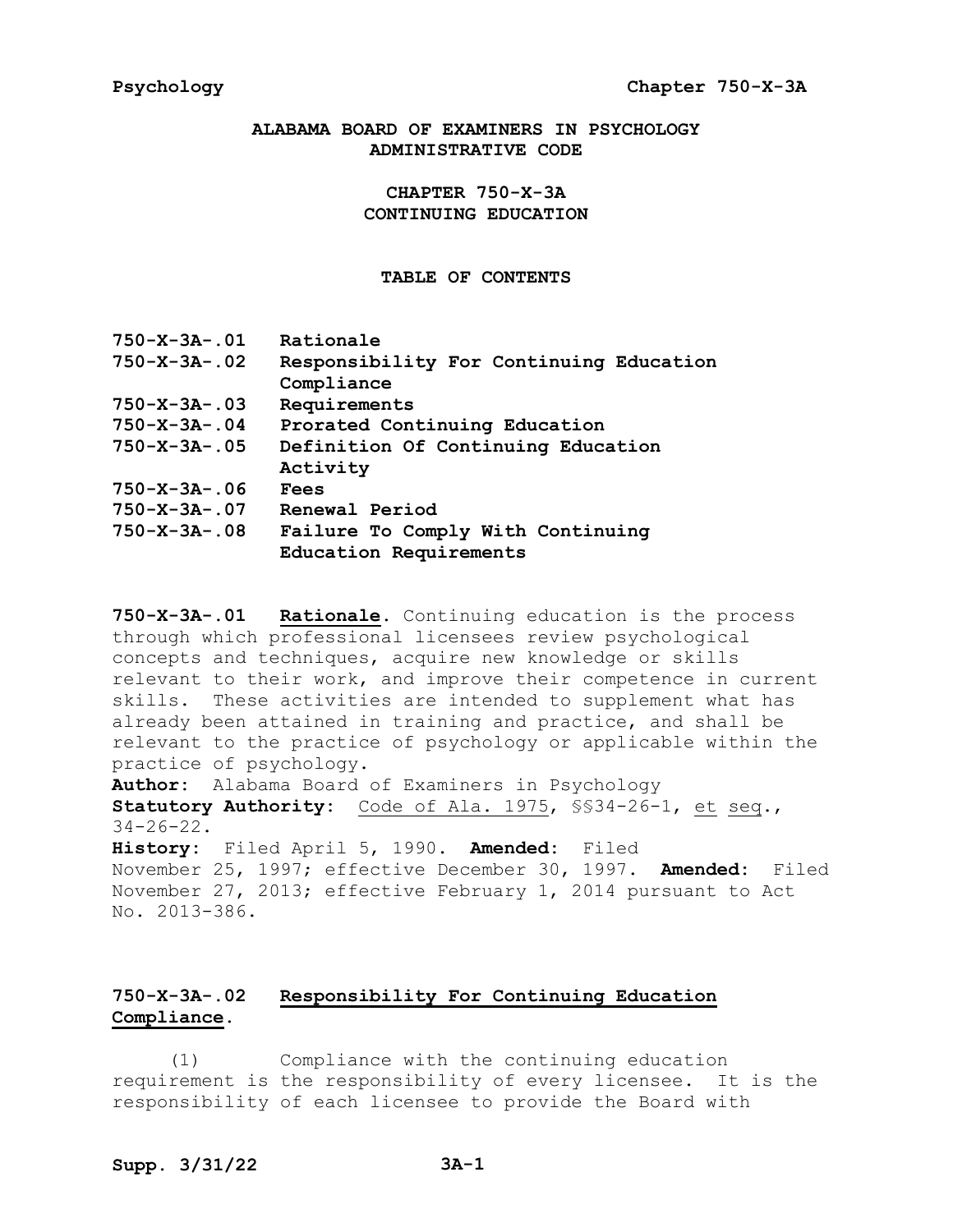# ALABAMA BOARD OF EXAMINERS IN PSYCHOLOGY ADMINISTRATIVE CODE

## CHAPTER 750-X-3A CONTINUING EDUCATION

### TABLE OF CONTENTS

| | |
|---|---|
| 750-X-3A-.01 | Rationale |
| 750-X-3A-.02 | Responsibility For Continuing Education Compliance |
| 750-X-3A-.03 | Requirements |
| 750-X-3A-.04 | Prorated Continuing Education |
| 750-X-3A-.05 | Definition Of Continuing Education Activity |
| 750-X-3A-.06 | Fees |
| 750-X-3A-.07 | Renewal Period |
| 750-X-3A-.08 | Failure To Comply With Continuing Education Requirements |

**750-X-3A-.01 Rationale.** Continuing education is the process through which professional licensees review psychological concepts and techniques, acquire new knowledge or skills relevant to their work, and improve their competence in current skills. These activities are intended to supplement what has already been attained in training and practice, and shall be relevant to the practice of psychology or applicable within the practice of psychology.

**Author:** Alabama Board of Examiners in Psychology

**Statutory Authority:** Code of Ala. 1975, §§34-26-1, et seq., 34-26-22.

**History:** Filed April 5, 1990. **Amended:** Filed November 25, 1997; effective December 30, 1997. **Amended:** Filed November 27, 2013; effective February 1, 2014 pursuant to Act No. 2013-386.

**750-X-3A-.02 Responsibility For Continuing Education Compliance.**

(1) Compliance with the continuing education requirement is the responsibility of every licensee. It is the responsibility of each licensee to provide the Board with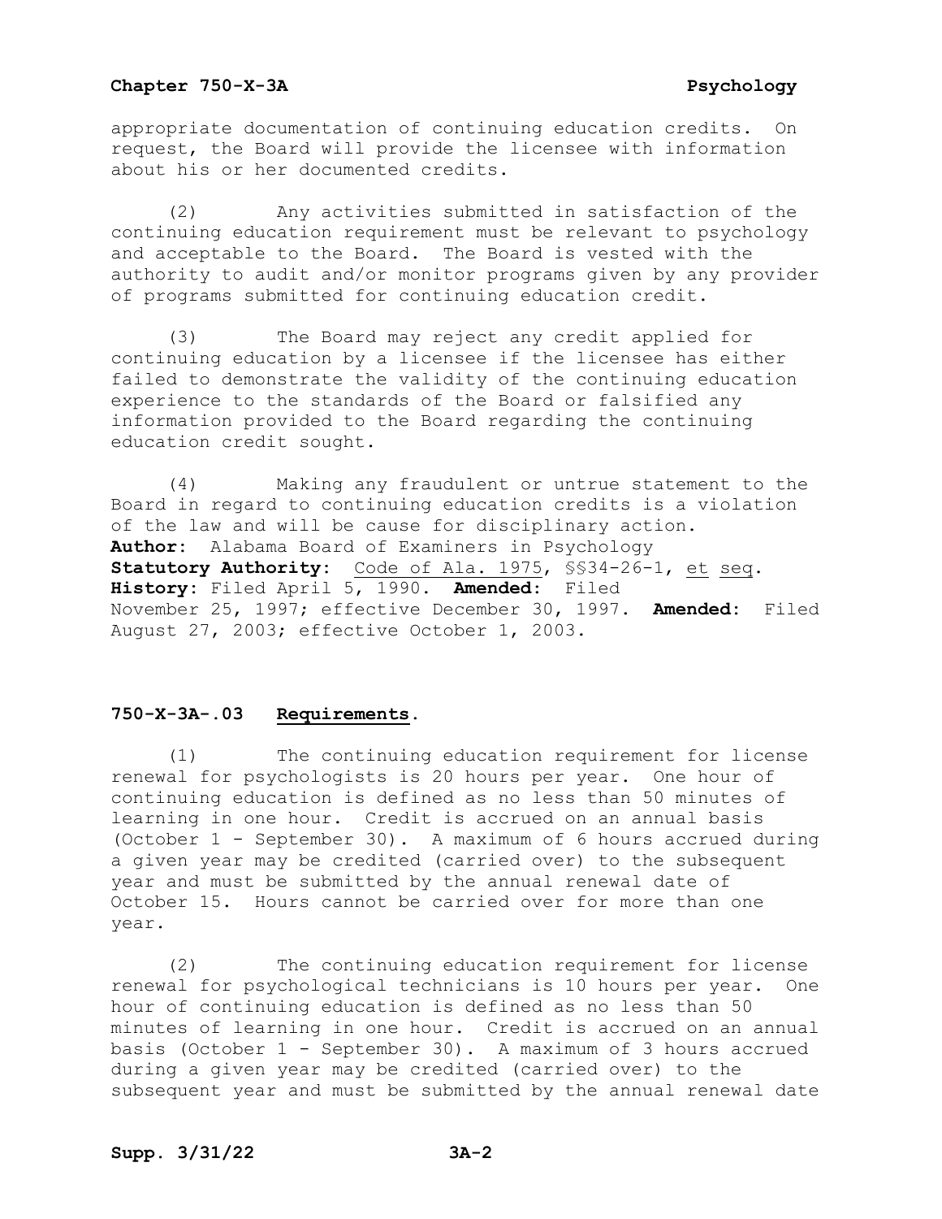appropriate documentation of continuing education credits. On request, the Board will provide the licensee with information about his or her documented credits.

(2) Any activities submitted in satisfaction of the continuing education requirement must be relevant to psychology and acceptable to the Board. The Board is vested with the authority to audit and/or monitor programs given by any provider of programs submitted for continuing education credit.

(3) The Board may reject any credit applied for continuing education by a licensee if the licensee has either failed to demonstrate the validity of the continuing education experience to the standards of the Board or falsified any information provided to the Board regarding the continuing education credit sought.

(4) Making any fraudulent or untrue statement to the Board in regard to continuing education credits is a violation of the law and will be cause for disciplinary action.

**Author:** Alabama Board of Examiners in Psychology
**Statutory Authority:** Code of Ala. 1975, §§34-26-1, et seq.
**History:** Filed April 5, 1990. **Amended:** Filed November 25, 1997; effective December 30, 1997. **Amended:** Filed August 27, 2003; effective October 1, 2003.

### 750-X-3A-.03 Requirements.

(1) The continuing education requirement for license renewal for psychologists is 20 hours per year. One hour of continuing education is defined as no less than 50 minutes of learning in one hour. Credit is accrued on an annual basis (October 1 - September 30). A maximum of 6 hours accrued during a given year may be credited (carried over) to the subsequent year and must be submitted by the annual renewal date of October 15. Hours cannot be carried over for more than one year.

(2) The continuing education requirement for license renewal for psychological technicians is 10 hours per year. One hour of continuing education is defined as no less than 50 minutes of learning in one hour. Credit is accrued on an annual basis (October 1 - September 30). A maximum of 3 hours accrued during a given year may be credited (carried over) to the subsequent year and must be submitted by the annual renewal date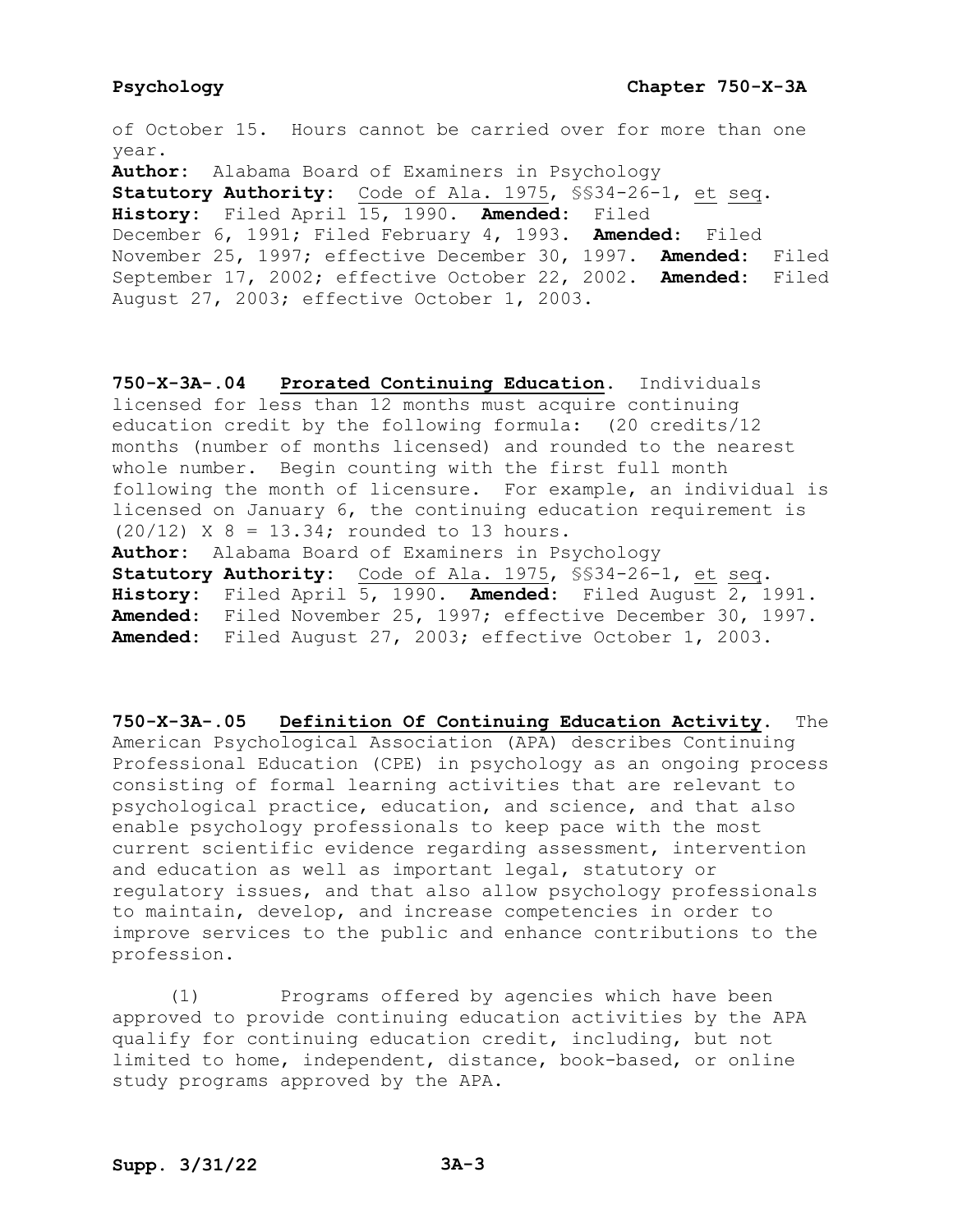of October 15. Hours cannot be carried over for more than one year.

**Author:** Alabama Board of Examiners in Psychology
**Statutory Authority:** Code of Ala. 1975, §§34-26-1, et seq.
**History:** Filed April 15, 1990. **Amended:** Filed December 6, 1991; Filed February 4, 1993. **Amended:** Filed November 25, 1997; effective December 30, 1997. **Amended:** Filed September 17, 2002; effective October 22, 2002. **Amended:** Filed August 27, 2003; effective October 1, 2003.

**750-X-3A-.04 Prorated Continuing Education.** Individuals licensed for less than 12 months must acquire continuing education credit by the following formula: (20 credits/12 months (number of months licensed) and rounded to the nearest whole number. Begin counting with the first full month following the month of licensure. For example, an individual is licensed on January 6, the continuing education requirement is (20/12) X 8 = 13.34; rounded to 13 hours.

**Author:** Alabama Board of Examiners in Psychology
**Statutory Authority:** Code of Ala. 1975, §§34-26-1, et seq.
**History:** Filed April 5, 1990. **Amended:** Filed August 2, 1991. **Amended:** Filed November 25, 1997; effective December 30, 1997. **Amended:** Filed August 27, 2003; effective October 1, 2003.

**750-X-3A-.05 Definition Of Continuing Education Activity.** The American Psychological Association (APA) describes Continuing Professional Education (CPE) in psychology as an ongoing process consisting of formal learning activities that are relevant to psychological practice, education, and science, and that also enable psychology professionals to keep pace with the most current scientific evidence regarding assessment, intervention and education as well as important legal, statutory or regulatory issues, and that also allow psychology professionals to maintain, develop, and increase competencies in order to improve services to the public and enhance contributions to the profession.

(1) Programs offered by agencies which have been approved to provide continuing education activities by the APA qualify for continuing education credit, including, but not limited to home, independent, distance, book-based, or online study programs approved by the APA.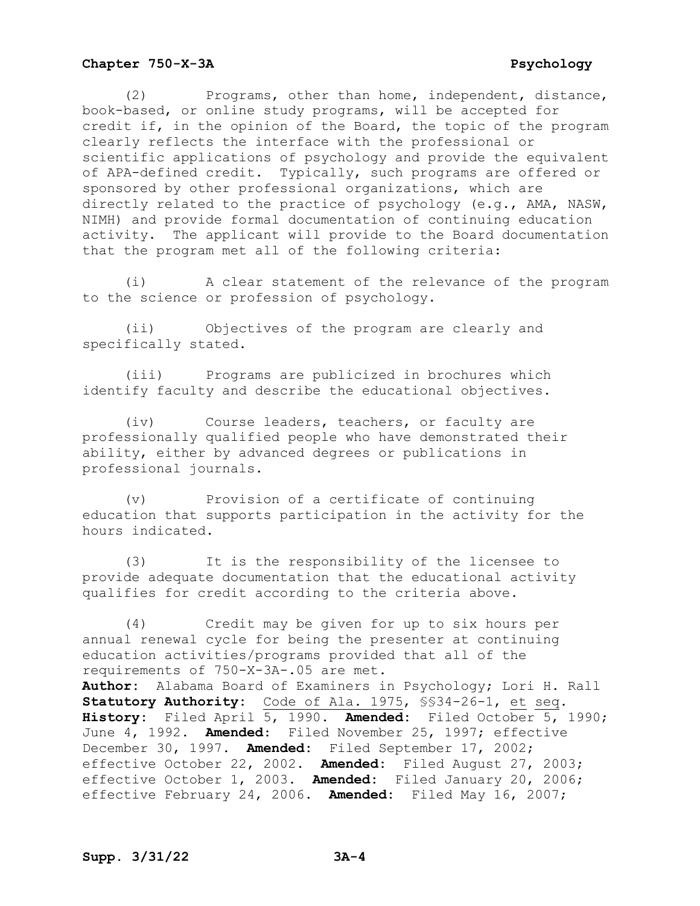(2) Programs, other than home, independent, distance, book-based, or online study programs, will be accepted for credit if, in the opinion of the Board, the topic of the program clearly reflects the interface with the professional or scientific applications of psychology and provide the equivalent of APA-defined credit. Typically, such programs are offered or sponsored by other professional organizations, which are directly related to the practice of psychology (e.g., AMA, NASW, NIMH) and provide formal documentation of continuing education activity. The applicant will provide to the Board documentation that the program met all of the following criteria:

(i) A clear statement of the relevance of the program to the science or profession of psychology.

(ii) Objectives of the program are clearly and specifically stated.

(iii) Programs are publicized in brochures which identify faculty and describe the educational objectives.

(iv) Course leaders, teachers, or faculty are professionally qualified people who have demonstrated their ability, either by advanced degrees or publications in professional journals.

(v) Provision of a certificate of continuing education that supports participation in the activity for the hours indicated.

(3) It is the responsibility of the licensee to provide adequate documentation that the educational activity qualifies for credit according to the criteria above.

(4) Credit may be given for up to six hours per annual renewal cycle for being the presenter at continuing education activities/programs provided that all of the requirements of 750-X-3A-.05 are met.

**Author:** Alabama Board of Examiners in Psychology; Lori H. Rall
**Statutory Authority:** Code of Ala. 1975, §§34-26-1, et seq.
**History:** Filed April 5, 1990. **Amended:** Filed October 5, 1990; June 4, 1992. **Amended:** Filed November 25, 1997; effective December 30, 1997. **Amended:** Filed September 17, 2002; effective October 22, 2002. **Amended:** Filed August 27, 2003; effective October 1, 2003. **Amended:** Filed January 20, 2006; effective February 24, 2006. **Amended:** Filed May 16, 2007;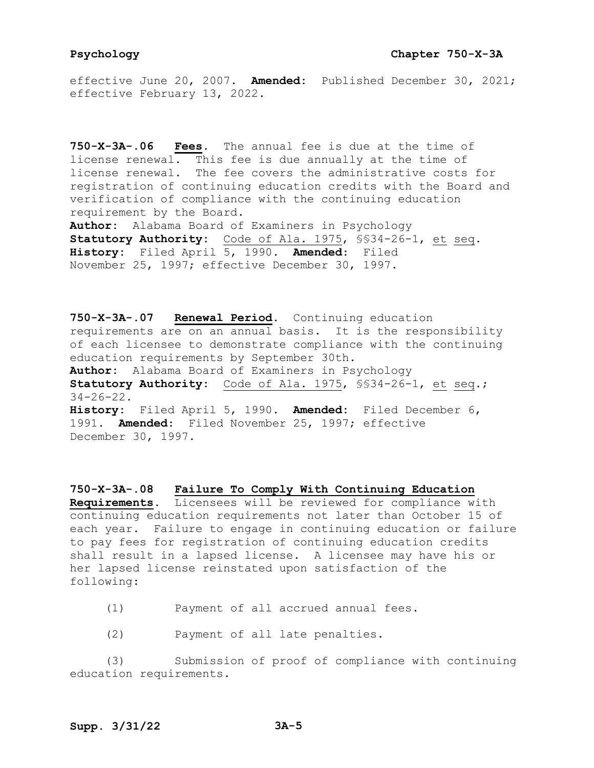effective June 20, 2007. **Amended:** Published December 30, 2021; effective February 13, 2022.

**750-X-3A-.06 Fees.** The annual fee is due at the time of license renewal. This fee is due annually at the time of license renewal. The fee covers the administrative costs for registration of continuing education credits with the Board and verification of compliance with the continuing education requirement by the Board.
**Author:** Alabama Board of Examiners in Psychology
**Statutory Authority:** Code of Ala. 1975, §§34-26-1, et seq.
**History:** Filed April 5, 1990. **Amended:** Filed November 25, 1997; effective December 30, 1997.

**750-X-3A-.07 Renewal Period.** Continuing education requirements are on an annual basis. It is the responsibility of each licensee to demonstrate compliance with the continuing education requirements by September 30th.
**Author:** Alabama Board of Examiners in Psychology
**Statutory Authority:** Code of Ala. 1975, §§34-26-1, et seq.; 34-26-22.
**History:** Filed April 5, 1990. **Amended:** Filed December 6, 1991. **Amended:** Filed November 25, 1997; effective December 30, 1997.

**750-X-3A-.08 Failure To Comply With Continuing Education Requirements.** Licensees will be reviewed for compliance with continuing education requirements not later than October 15 of each year. Failure to engage in continuing education or failure to pay fees for registration of continuing education credits shall result in a lapsed license. A licensee may have his or her lapsed license reinstated upon satisfaction of the following:

(1) Payment of all accrued annual fees.

(2) Payment of all late penalties.

(3) Submission of proof of compliance with continuing education requirements.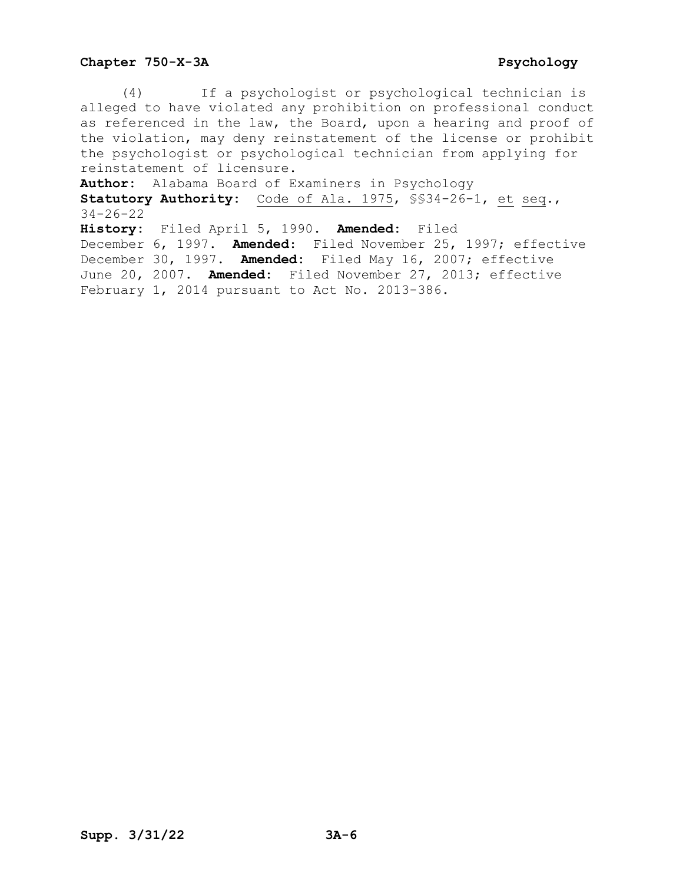(4) If a psychologist or psychological technician is alleged to have violated any prohibition on professional conduct as referenced in the law, the Board, upon a hearing and proof of the violation, may deny reinstatement of the license or prohibit the psychologist or psychological technician from applying for reinstatement of licensure.

**Author:** Alabama Board of Examiners in Psychology
**Statutory Authority:** Code of Ala. 1975, §§34-26-1, et seq., 34-26-22
**History:** Filed April 5, 1990. **Amended:** Filed December 6, 1997. **Amended:** Filed November 25, 1997; effective December 30, 1997. **Amended:** Filed May 16, 2007; effective June 20, 2007. **Amended:** Filed November 27, 2013; effective February 1, 2014 pursuant to Act No. 2013-386.